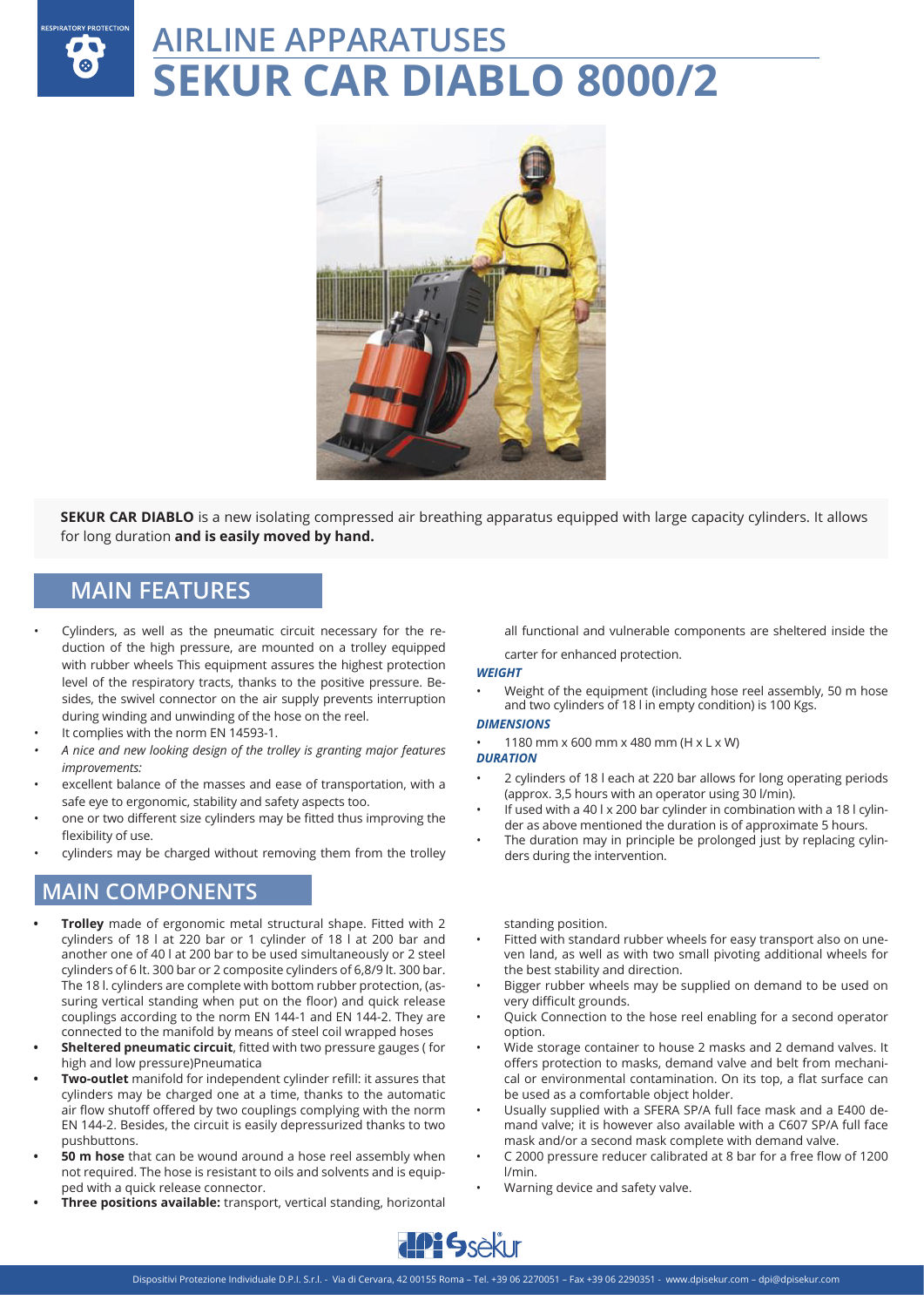# AIRLINE APPARATUSES
# SEKUR CAR DIABLO 8000/2

**SEKUR CAR DIABLO** is a new isolating compressed air breathing apparatus equipped with large capacity cylinders. It allows for long duration **and is easily moved by hand.**

## MAIN FEATURES

- Cylinders, as well as the pneumatic circuit necessary for the reduction of the high pressure, are mounted on a trolley equipped with rubber wheels This equipment assures the highest protection level of the respiratory tracts, thanks to the positive pressure. Besides, the swivel connector on the air supply prevents interruption during winding and unwinding of the hose on the reel.
- It complies with the norm EN 14593-1.
- *A nice and new looking design of the trolley is granting major features improvements:*
- excellent balance of the masses and ease of transportation, with a safe eye to ergonomic, stability and safety aspects too.
- one or two different size cylinders may be fitted thus improving the flexibility of use.
- cylinders may be charged without removing them from the trolley all functional and vulnerable components are sheltered inside the carter for enhanced protection.

***WEIGHT***

- Weight of the equipment (including hose reel assembly, 50 m hose and two cylinders of 18 l in empty condition) is 100 Kgs.

***DIMENSIONS***

- 1180 mm x 600 mm x 480 mm (H x L x W)

***DURATION***

- 2 cylinders of 18 l each at 220 bar allows for long operating periods (approx. 3,5 hours with an operator using 30 l/min).
- If used with a 40 l x 200 bar cylinder in combination with a 18 l cylinder as above mentioned the duration is of approximate 5 hours.
- The duration may in principle be prolonged just by replacing cylinders during the intervention.

## MAIN COMPONENTS

- **Trolley** made of ergonomic metal structural shape. Fitted with 2 cylinders of 18 l at 220 bar or 1 cylinder of 18 l at 200 bar and another one of 40 l at 200 bar to be used simultaneously or 2 steel cylinders of 6 lt. 300 bar or 2 composite cylinders of 6,8/9 lt. 300 bar. The 18 l. cylinders are complete with bottom rubber protection, (assuring vertical standing when put on the floor) and quick release couplings according to the norm EN 144-1 and EN 144-2. They are connected to the manifold by means of steel coil wrapped hoses
- **Sheltered pneumatic circuit**, fitted with two pressure gauges ( for high and low pressure)Pneumatica
- **Two-outlet** manifold for independent cylinder refill: it assures that cylinders may be charged one at a time, thanks to the automatic air flow shutoff offered by two couplings complying with the norm EN 144-2. Besides, the circuit is easily depressurized thanks to two pushbuttons.
- **50 m hose** that can be wound around a hose reel assembly when not required. The hose is resistant to oils and solvents and is equipped with a quick release connector.
- **Three positions available:** transport, vertical standing, horizontal standing position.
- Fitted with standard rubber wheels for easy transport also on uneven land, as well as with two small pivoting additional wheels for the best stability and direction.
- Bigger rubber wheels may be supplied on demand to be used on very difficult grounds.
- Quick Connection to the hose reel enabling for a second operator option.
- Wide storage container to house 2 masks and 2 demand valves. It offers protection to masks, demand valve and belt from mechanical or environmental contamination. On its top, a flat surface can be used as a comfortable object holder.
- Usually supplied with a SFERA SP/A full face mask and a E400 demand valve; it is however also available with a C607 SP/A full face mask and/or a second mask complete with demand valve.
- C 2000 pressure reducer calibrated at 8 bar for a free flow of 1200 l/min.
- Warning device and safety valve.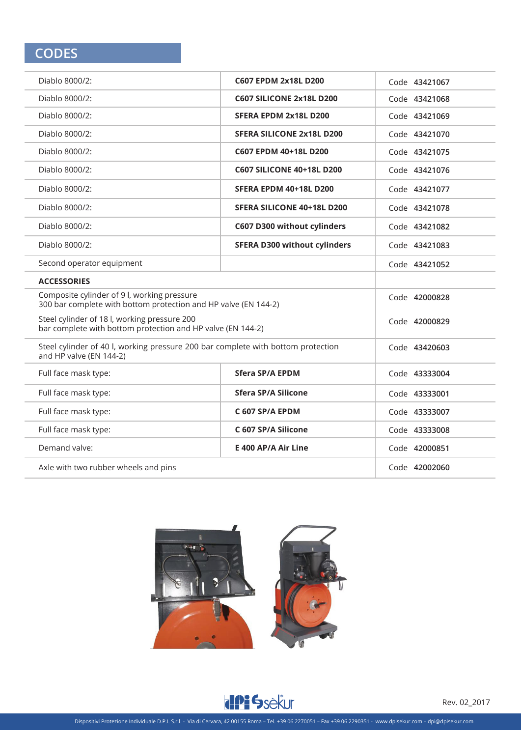## CODES

| | | |
|---|---|---|
| Diablo 8000/2: | **C607 EPDM 2x18L D200** | Code **43421067** |
| Diablo 8000/2: | **C607 SILICONE 2x18L D200** | Code **43421068** |
| Diablo 8000/2: | **SFERA EPDM 2x18L D200** | Code **43421069** |
| Diablo 8000/2: | **SFERA SILICONE 2x18L D200** | Code **43421070** |
| Diablo 8000/2: | **C607 EPDM 40+18L D200** | Code **43421075** |
| Diablo 8000/2: | **C607 SILICONE 40+18L D200** | Code **43421076** |
| Diablo 8000/2: | **SFERA EPDM 40+18L D200** | Code **43421077** |
| Diablo 8000/2: | **SFERA SILICONE 40+18L D200** | Code **43421078** |
| Diablo 8000/2: | **C607 D300 without cylinders** | Code **43421082** |
| Diablo 8000/2: | **SFERA D300 without cylinders** | Code **43421083** |
| Second operator equipment | | Code **43421052** |
| **ACCESSORIES** | | |
| Composite cylinder of 9 l, working pressure 300 bar complete with bottom protection and HP valve (EN 144-2) | | Code **42000828** |
| Steel cylinder of 18 l, working pressure 200 bar complete with bottom protection and HP valve (EN 144-2) | | Code **42000829** |
| Steel cylinder of 40 l, working pressure 200 bar complete with bottom protection and HP valve (EN 144-2) | | Code **43420603** |
| Full face mask type: | **Sfera SP/A EPDM** | Code **43333004** |
| Full face mask type: | **Sfera SP/A Silicone** | Code **43333001** |
| Full face mask type: | **C 607 SP/A EPDM** | Code **43333007** |
| Full face mask type: | **C 607 SP/A Silicone** | Code **43333008** |
| Demand valve: | **E 400 AP/A Air Line** | Code **42000851** |
| Axle with two rubber wheels and pins | | Code **42002060** |

Rev. 02_2017